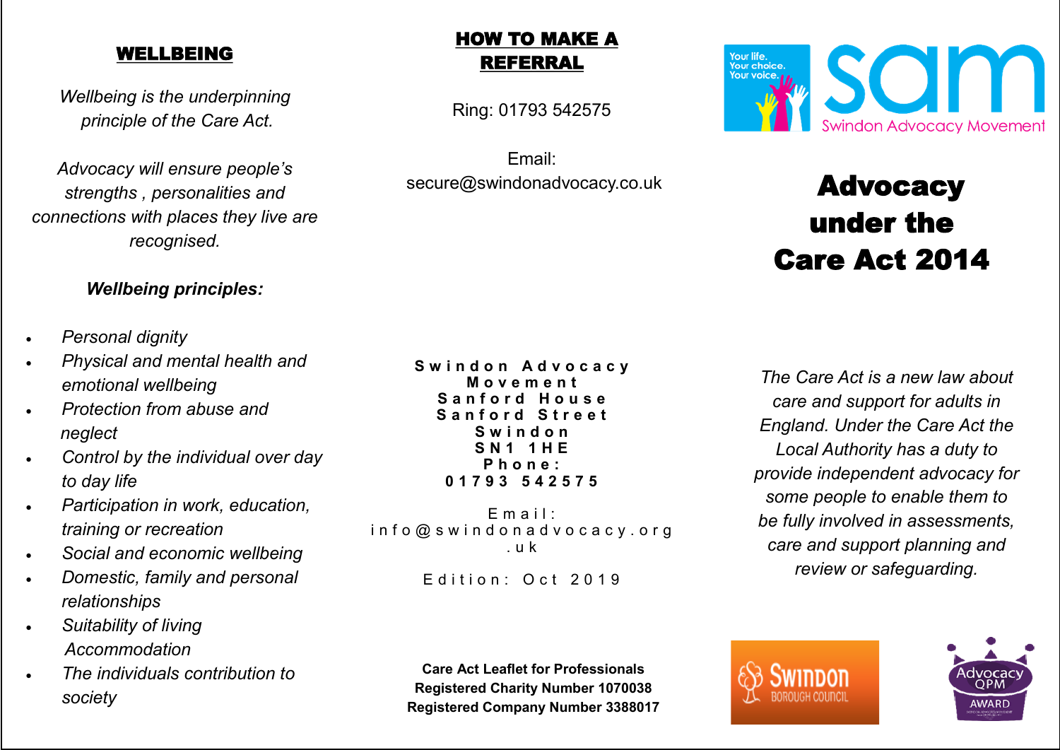## WELLBEING

*Wellbeing is the underpinning principle of the Care Act.*

*Advocacy will ensure people's strengths , personalities and connections with places they live are recognised.*

***Wellbeing principles:***

- *Personal dignity*
- *Physical and mental health and emotional wellbeing*
- *Protection from abuse and neglect*
- *Control by the individual over day to day life*
- *Participation in work, education, training or recreation*
- *Social and economic wellbeing*
- *Domestic, family and personal relationships*
- *Suitability of living Accommodation*
- *The individuals contribution to society*

## HOW TO MAKE A REFERRAL

Ring: 01793 542575

Email: secure@swindonadvocacy.co.uk

**Swindon Advocacy Movement**
**Sanford House**
**Sanford Street**
**Swindon**
**SN1 1HE**
**Phone:**
**01793 542575**

Email: info@swindonadvocacy.org.uk

Edition: Oct 2019

**Care Act Leaflet for Professionals**
**Registered Charity Number 1070038**
**Registered Company Number 3388017**

Your life. Your choice. Your voice.

sam Swindon Advocacy Movement

# Advocacy under the Care Act 2014

*The Care Act is a new law about care and support for adults in England. Under the Care Act the Local Authority has a duty to provide independent advocacy for some people to enable them to be fully involved in assessments, care and support planning and review or safeguarding.*

Swindon Borough Council

Advocacy QPM Award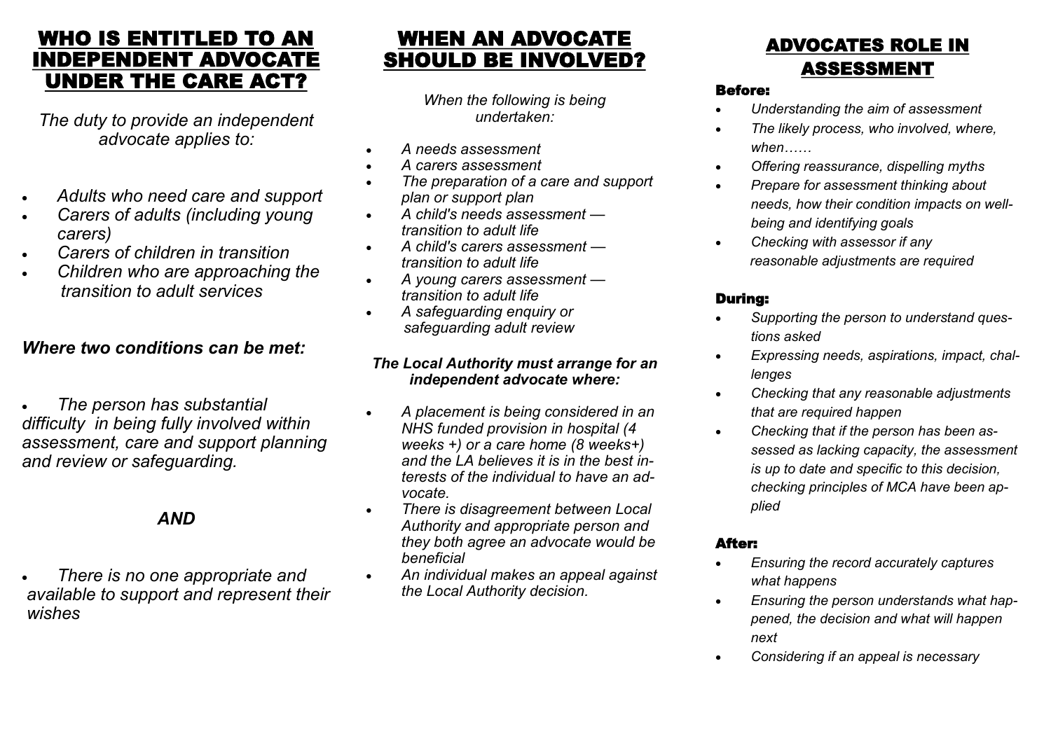## WHO IS ENTITLED TO AN INDEPENDENT ADVOCATE UNDER THE CARE ACT?

*The duty to provide an independent advocate applies to:*

- *Adults who need care and support*
- *Carers of adults (including young carers)*
- *Carers of children in transition*
- *Children who are approaching the transition to adult services*

***Where two conditions can be met:***

- *The person has substantial difficulty in being fully involved within assessment, care and support planning and review or safeguarding.*

***AND***

- *There is no one appropriate and available to support and represent their wishes*

## WHEN AN ADVOCATE SHOULD BE INVOLVED?

*When the following is being undertaken:*

- *A needs assessment*
- *A carers assessment*
- *The preparation of a care and support plan or support plan*
- *A child's needs assessment — transition to adult life*
- *A child's carers assessment — transition to adult life*
- *A young carers assessment — transition to adult life*
- *A safeguarding enquiry or safeguarding adult review*

***The Local Authority must arrange for an independent advocate where:***

- *A placement is being considered in an NHS funded provision in hospital (4 weeks +) or a care home (8 weeks+) and the LA believes it is in the best interests of the individual to have an advocate.*
- *There is disagreement between Local Authority and appropriate person and they both agree an advocate would be beneficial*
- *An individual makes an appeal against the Local Authority decision.*

## ADVOCATES ROLE IN ASSESSMENT

### Before:

- *Understanding the aim of assessment*
- *The likely process, who involved, where, when……*
- *Offering reassurance, dispelling myths*
- *Prepare for assessment thinking about needs, how their condition impacts on well-being and identifying goals*
- *Checking with assessor if any reasonable adjustments are required*

### During:

- *Supporting the person to understand questions asked*
- *Expressing needs, aspirations, impact, challenges*
- *Checking that any reasonable adjustments that are required happen*
- *Checking that if the person has been assessed as lacking capacity, the assessment is up to date and specific to this decision, checking principles of MCA have been applied*

### After:

- *Ensuring the record accurately captures what happens*
- *Ensuring the person understands what happened, the decision and what will happen next*
- *Considering if an appeal is necessary*